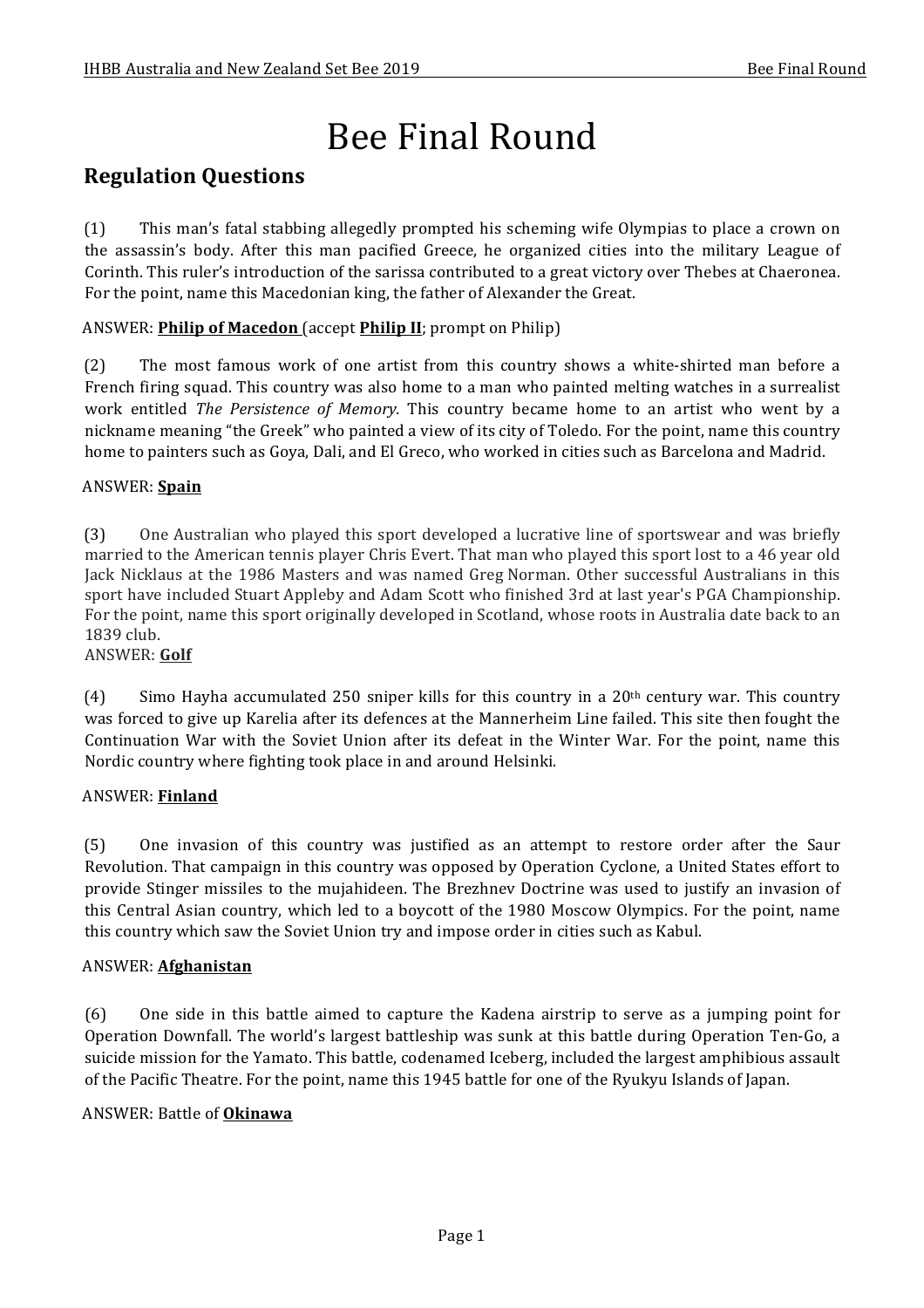# Bee Final Round

## Regulation Questions

(1) This man's fatal stabbing allegedly prompted his scheming wife Olympias to place a crown on the assassin's body. After this man pacified Greece, he organized cities into the military League of Corinth. This ruler's introduction of the sarissa contributed to a great victory over Thebes at Chaeronea. For the point, name this Macedonian king, the father of Alexander the Great.

ANSWER: **Philip of Macedon** (accept **Philip II**; prompt on Philip)

(2) The most famous work of one artist from this country shows a white-shirted man before a French firing squad. This country was also home to a man who painted melting watches in a surrealist work entitled *The Persistence of Memory.* This country became home to an artist who went by a nickname meaning "the Greek" who painted a view of its city of Toledo. For the point, name this country home to painters such as Goya, Dali, and El Greco, who worked in cities such as Barcelona and Madrid.

ANSWER: **Spain**

(3) One Australian who played this sport developed a lucrative line of sportswear and was briefly married to the American tennis player Chris Evert. That man who played this sport lost to a 46 year old Jack Nicklaus at the 1986 Masters and was named Greg Norman. Other successful Australians in this sport have included Stuart Appleby and Adam Scott who finished 3rd at last year's PGA Championship. For the point, name this sport originally developed in Scotland, whose roots in Australia date back to an 1839 club.

ANSWER: **Golf**

(4) Simo Hayha accumulated 250 sniper kills for this country in a 20th century war. This country was forced to give up Karelia after its defences at the Mannerheim Line failed. This site then fought the Continuation War with the Soviet Union after its defeat in the Winter War. For the point, name this Nordic country where fighting took place in and around Helsinki.

ANSWER: **Finland**

(5) One invasion of this country was justified as an attempt to restore order after the Saur Revolution. That campaign in this country was opposed by Operation Cyclone, a United States effort to provide Stinger missiles to the mujahideen. The Brezhnev Doctrine was used to justify an invasion of this Central Asian country, which led to a boycott of the 1980 Moscow Olympics. For the point, name this country which saw the Soviet Union try and impose order in cities such as Kabul.

ANSWER: **Afghanistan**

(6) One side in this battle aimed to capture the Kadena airstrip to serve as a jumping point for Operation Downfall. The world's largest battleship was sunk at this battle during Operation Ten-Go, a suicide mission for the Yamato. This battle, codenamed Iceberg, included the largest amphibious assault of the Pacific Theatre. For the point, name this 1945 battle for one of the Ryukyu Islands of Japan.

ANSWER: Battle of **Okinawa**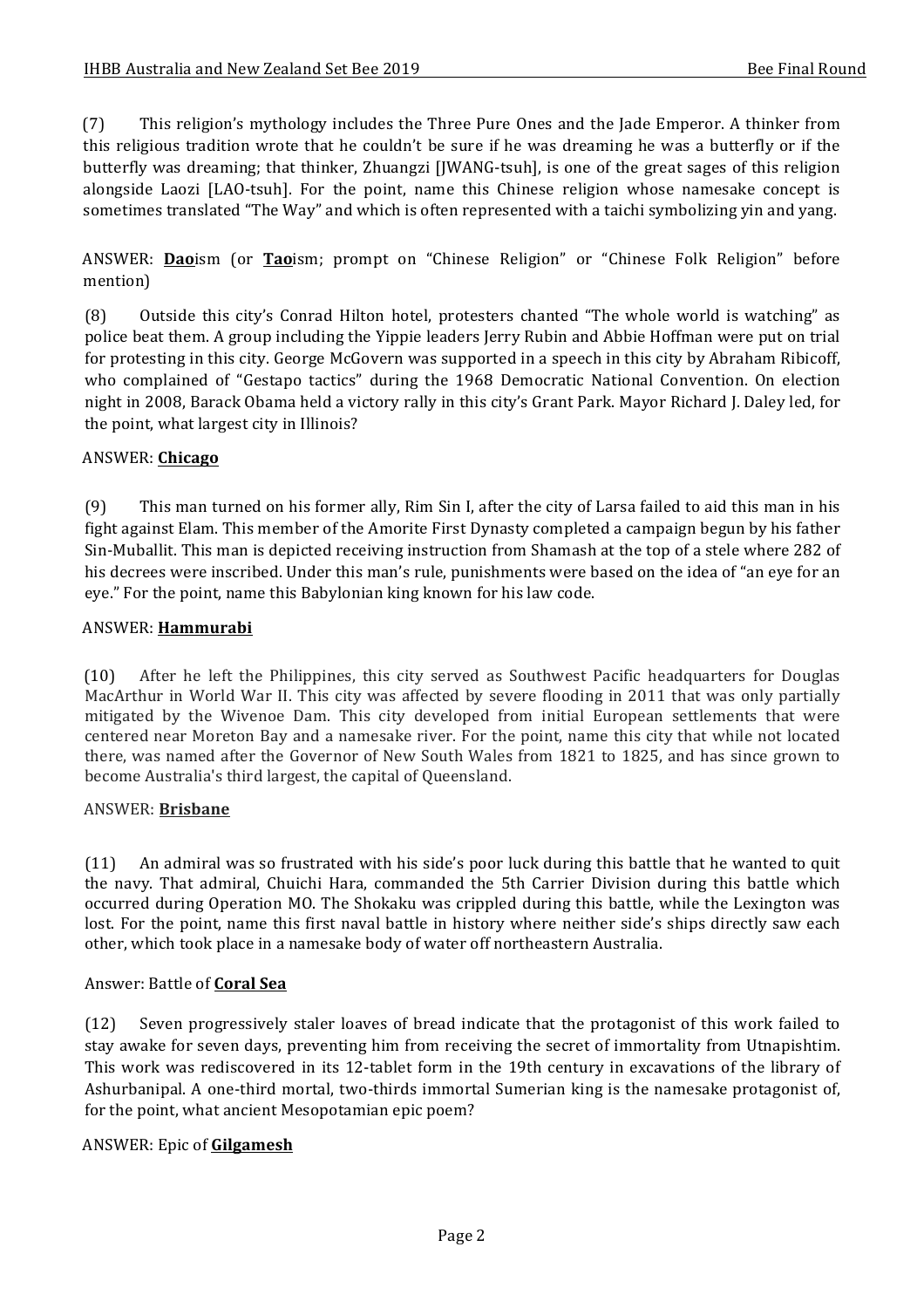(7) This religion's mythology includes the Three Pure Ones and the Jade Emperor. A thinker from this religious tradition wrote that he couldn't be sure if he was dreaming he was a butterfly or if the butterfly was dreaming; that thinker, Zhuangzi [JWANG-tsuh], is one of the great sages of this religion alongside Laozi [LAO-tsuh]. For the point, name this Chinese religion whose namesake concept is sometimes translated "The Way" and which is often represented with a taichi symbolizing yin and yang.

ANSWER: **Dao**ism (or **Tao**ism; prompt on "Chinese Religion" or "Chinese Folk Religion" before mention)

(8) Outside this city's Conrad Hilton hotel, protesters chanted "The whole world is watching" as police beat them. A group including the Yippie leaders Jerry Rubin and Abbie Hoffman were put on trial for protesting in this city. George McGovern was supported in a speech in this city by Abraham Ribicoff, who complained of "Gestapo tactics" during the 1968 Democratic National Convention. On election night in 2008, Barack Obama held a victory rally in this city's Grant Park. Mayor Richard J. Daley led, for the point, what largest city in Illinois?

ANSWER: **Chicago**

(9) This man turned on his former ally, Rim Sin I, after the city of Larsa failed to aid this man in his fight against Elam. This member of the Amorite First Dynasty completed a campaign begun by his father Sin-Muballit. This man is depicted receiving instruction from Shamash at the top of a stele where 282 of his decrees were inscribed. Under this man's rule, punishments were based on the idea of "an eye for an eye." For the point, name this Babylonian king known for his law code.

ANSWER: **Hammurabi**

(10) After he left the Philippines, this city served as Southwest Pacific headquarters for Douglas MacArthur in World War II. This city was affected by severe flooding in 2011 that was only partially mitigated by the Wivenoe Dam. This city developed from initial European settlements that were centered near Moreton Bay and a namesake river. For the point, name this city that while not located there, was named after the Governor of New South Wales from 1821 to 1825, and has since grown to become Australia's third largest, the capital of Queensland.

ANSWER: **Brisbane**

(11) An admiral was so frustrated with his side's poor luck during this battle that he wanted to quit the navy. That admiral, Chuichi Hara, commanded the 5th Carrier Division during this battle which occurred during Operation MO. The Shokaku was crippled during this battle, while the Lexington was lost. For the point, name this first naval battle in history where neither side's ships directly saw each other, which took place in a namesake body of water off northeastern Australia.

Answer: Battle of **Coral Sea**

(12) Seven progressively staler loaves of bread indicate that the protagonist of this work failed to stay awake for seven days, preventing him from receiving the secret of immortality from Utnapishtim. This work was rediscovered in its 12-tablet form in the 19th century in excavations of the library of Ashurbanipal. A one-third mortal, two-thirds immortal Sumerian king is the namesake protagonist of, for the point, what ancient Mesopotamian epic poem?

ANSWER: Epic of **Gilgamesh**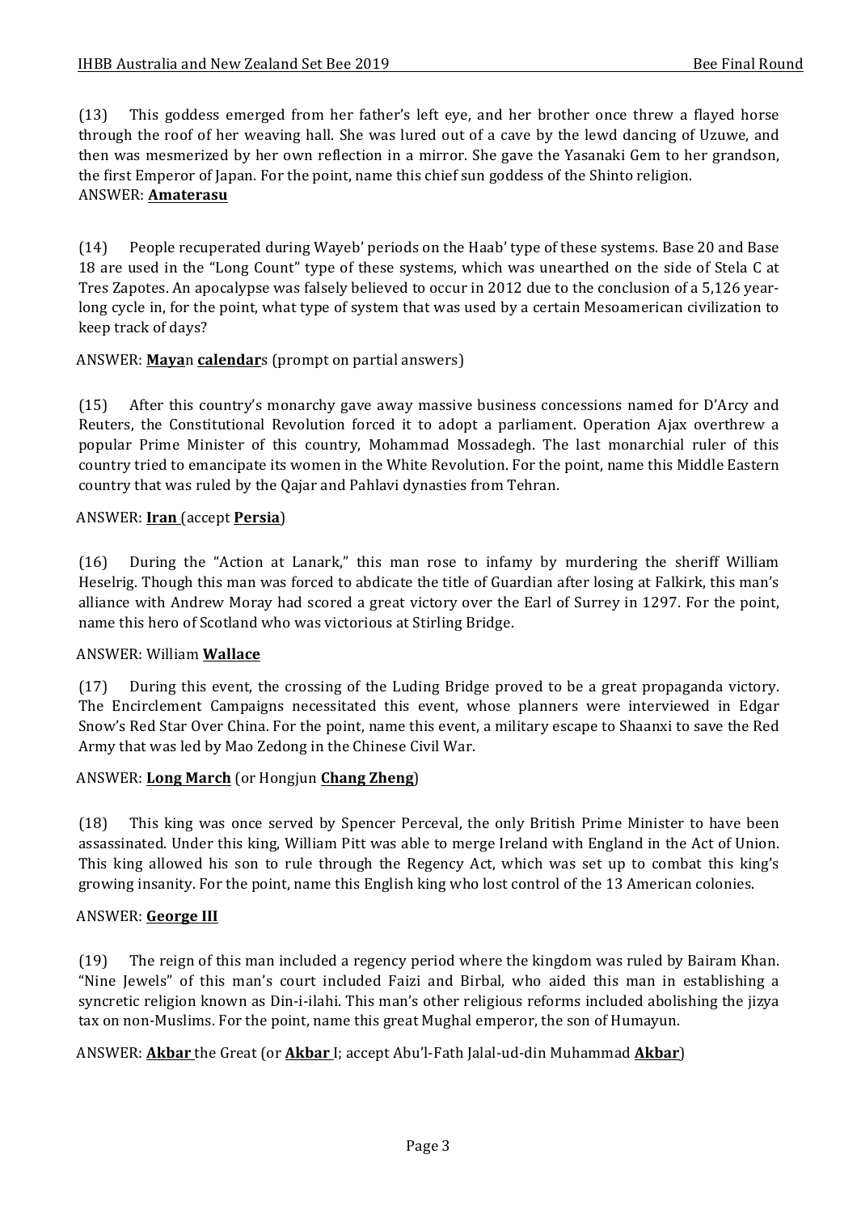(13) This goddess emerged from her father's left eye, and her brother once threw a flayed horse through the roof of her weaving hall. She was lured out of a cave by the lewd dancing of Uzuwe, and then was mesmerized by her own reflection in a mirror. She gave the Yasanaki Gem to her grandson, the first Emperor of Japan. For the point, name this chief sun goddess of the Shinto religion.
ANSWER: **Amaterasu**

(14) People recuperated during Wayeb' periods on the Haab' type of these systems. Base 20 and Base 18 are used in the "Long Count" type of these systems, which was unearthed on the side of Stela C at Tres Zapotes. An apocalypse was falsely believed to occur in 2012 due to the conclusion of a 5,126 year-long cycle in, for the point, what type of system that was used by a certain Mesoamerican civilization to keep track of days?

ANSWER: **Maya**n **calendar**s (prompt on partial answers)

(15) After this country's monarchy gave away massive business concessions named for D'Arcy and Reuters, the Constitutional Revolution forced it to adopt a parliament. Operation Ajax overthrew a popular Prime Minister of this country, Mohammad Mossadegh. The last monarchial ruler of this country tried to emancipate its women in the White Revolution. For the point, name this Middle Eastern country that was ruled by the Qajar and Pahlavi dynasties from Tehran.

ANSWER: **Iran** (accept **Persia**)

(16) During the "Action at Lanark," this man rose to infamy by murdering the sheriff William Heselrig. Though this man was forced to abdicate the title of Guardian after losing at Falkirk, this man's alliance with Andrew Moray had scored a great victory over the Earl of Surrey in 1297. For the point, name this hero of Scotland who was victorious at Stirling Bridge.

ANSWER: William **Wallace**

(17) During this event, the crossing of the Luding Bridge proved to be a great propaganda victory. The Encirclement Campaigns necessitated this event, whose planners were interviewed in Edgar Snow's Red Star Over China. For the point, name this event, a military escape to Shaanxi to save the Red Army that was led by Mao Zedong in the Chinese Civil War.

ANSWER: **Long March** (or Hongjun **Chang Zheng**)

(18) This king was once served by Spencer Perceval, the only British Prime Minister to have been assassinated. Under this king, William Pitt was able to merge Ireland with England in the Act of Union. This king allowed his son to rule through the Regency Act, which was set up to combat this king's growing insanity. For the point, name this English king who lost control of the 13 American colonies.

ANSWER: **George III**

(19) The reign of this man included a regency period where the kingdom was ruled by Bairam Khan. "Nine Jewels" of this man's court included Faizi and Birbal, who aided this man in establishing a syncretic religion known as Din-i-ilahi. This man's other religious reforms included abolishing the jizya tax on non-Muslims. For the point, name this great Mughal emperor, the son of Humayun.

ANSWER: **Akbar** the Great (or **Akbar** I; accept Abu'l-Fath Jalal-ud-din Muhammad **Akbar**)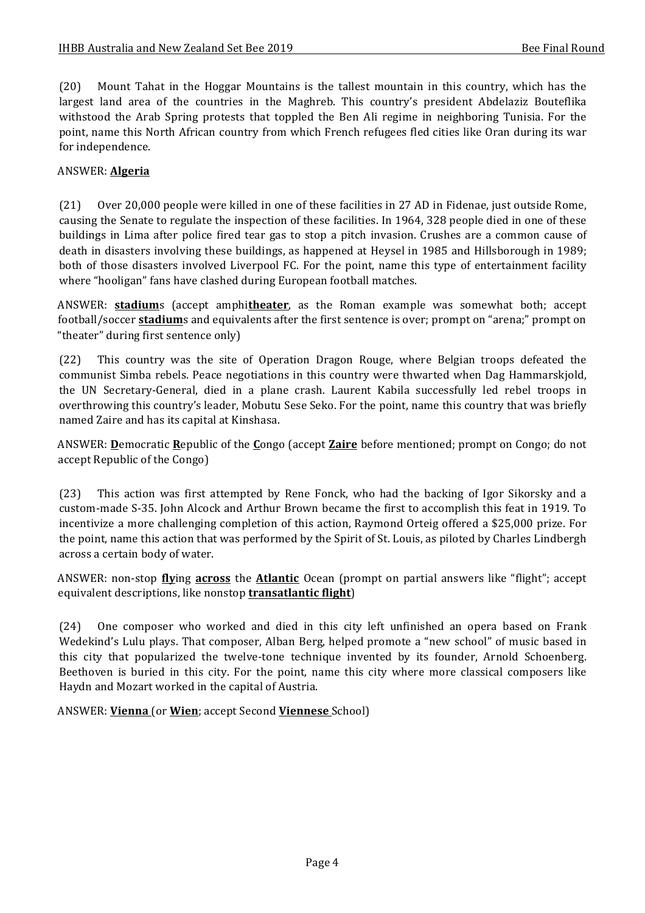(20) Mount Tahat in the Hoggar Mountains is the tallest mountain in this country, which has the largest land area of the countries in the Maghreb. This country's president Abdelaziz Bouteflika withstood the Arab Spring protests that toppled the Ben Ali regime in neighboring Tunisia. For the point, name this North African country from which French refugees fled cities like Oran during its war for independence.

ANSWER: **<u>Algeria</u>**

(21) Over 20,000 people were killed in one of these facilities in 27 AD in Fidenae, just outside Rome, causing the Senate to regulate the inspection of these facilities. In 1964, 328 people died in one of these buildings in Lima after police fired tear gas to stop a pitch invasion. Crushes are a common cause of death in disasters involving these buildings, as happened at Heysel in 1985 and Hillsborough in 1989; both of those disasters involved Liverpool FC. For the point, name this type of entertainment facility where "hooligan" fans have clashed during European football matches.

ANSWER: **<u>stadium</u>**s (accept amphi**<u>theater</u>**, as the Roman example was somewhat both; accept football/soccer **<u>stadium</u>**s and equivalents after the first sentence is over; prompt on "arena;" prompt on "theater" during first sentence only)

(22) This country was the site of Operation Dragon Rouge, where Belgian troops defeated the communist Simba rebels. Peace negotiations in this country were thwarted when Dag Hammarskjold, the UN Secretary-General, died in a plane crash. Laurent Kabila successfully led rebel troops in overthrowing this country's leader, Mobutu Sese Seko. For the point, name this country that was briefly named Zaire and has its capital at Kinshasa.

ANSWER: **<u>D</u>**emocratic **<u>R</u>**epublic of the **<u>C</u>**ongo (accept **<u>Zaire</u>** before mentioned; prompt on Congo; do not accept Republic of the Congo)

(23) This action was first attempted by Rene Fonck, who had the backing of Igor Sikorsky and a custom-made S-35. John Alcock and Arthur Brown became the first to accomplish this feat in 1919. To incentivize a more challenging completion of this action, Raymond Orteig offered a $25,000 prize. For the point, name this action that was performed by the Spirit of St. Louis, as piloted by Charles Lindbergh across a certain body of water.

ANSWER: non-stop **<u>fly</u>**ing **<u>across</u>** the **<u>Atlantic</u>** Ocean (prompt on partial answers like "flight"; accept equivalent descriptions, like nonstop **<u>transatlantic flight</u>**)

(24) One composer who worked and died in this city left unfinished an opera based on Frank Wedekind's Lulu plays. That composer, Alban Berg, helped promote a "new school" of music based in this city that popularized the twelve-tone technique invented by its founder, Arnold Schoenberg. Beethoven is buried in this city. For the point, name this city where more classical composers like Haydn and Mozart worked in the capital of Austria.

ANSWER: **<u>Vienna</u>** (or **<u>Wien</u>**; accept Second **<u>Viennese</u>** School)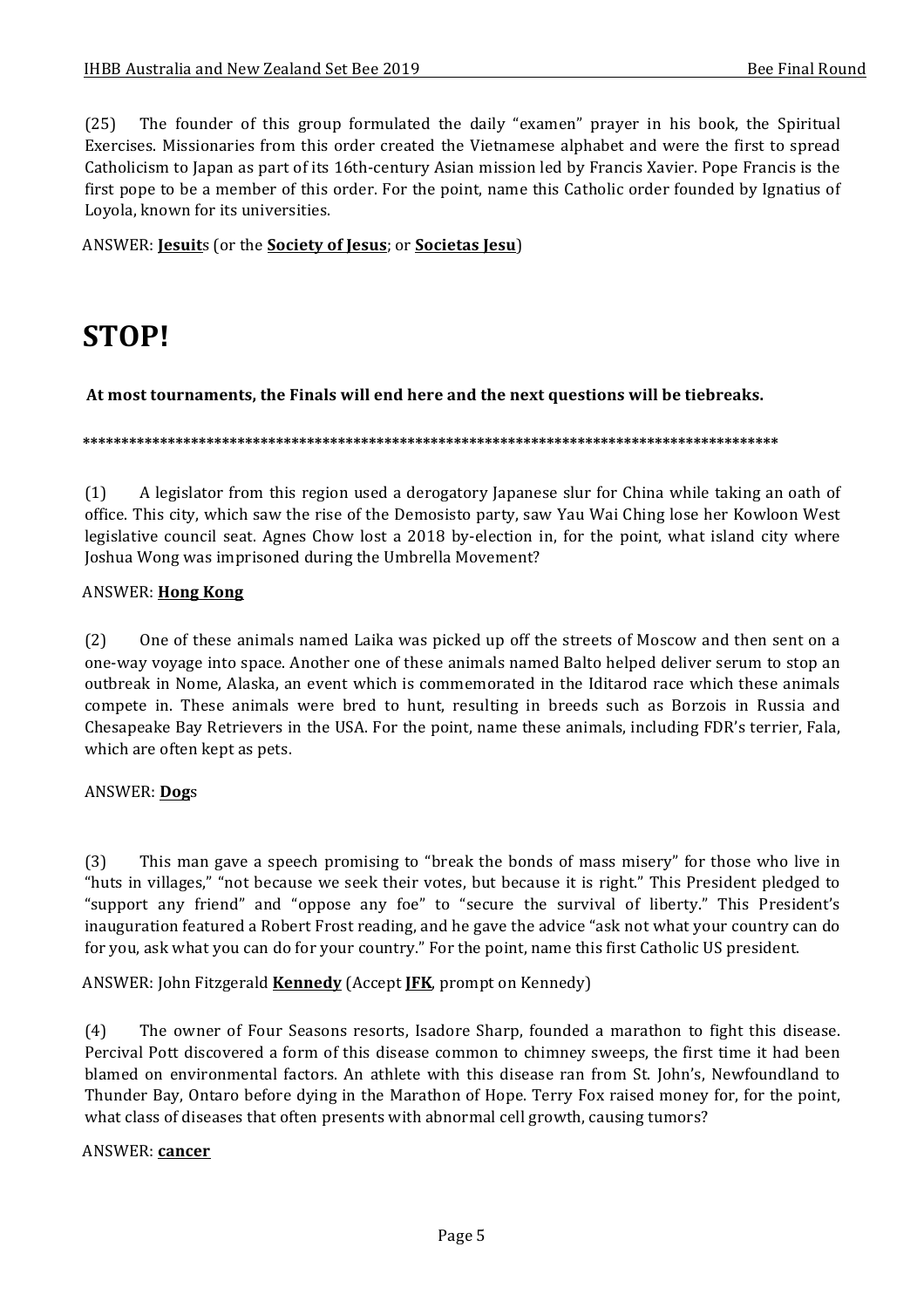(25) The founder of this group formulated the daily "examen" prayer in his book, the Spiritual Exercises. Missionaries from this order created the Vietnamese alphabet and were the first to spread Catholicism to Japan as part of its 16th-century Asian mission led by Francis Xavier. Pope Francis is the first pope to be a member of this order. For the point, name this Catholic order founded by Ignatius of Loyola, known for its universities.

ANSWER: **<u>Jesuit</u>**s (or the **<u>Society of Jesus</u>**; or **<u>Societas Jesu</u>**)

# STOP!

**At most tournaments, the Finals will end here and the next questions will be tiebreaks.**

**********************************************************************************************

(1) A legislator from this region used a derogatory Japanese slur for China while taking an oath of office. This city, which saw the rise of the Demosisto party, saw Yau Wai Ching lose her Kowloon West legislative council seat. Agnes Chow lost a 2018 by-election in, for the point, what island city where Joshua Wong was imprisoned during the Umbrella Movement?

ANSWER: **<u>Hong Kong</u>**

(2) One of these animals named Laika was picked up off the streets of Moscow and then sent on a one-way voyage into space. Another one of these animals named Balto helped deliver serum to stop an outbreak in Nome, Alaska, an event which is commemorated in the Iditarod race which these animals compete in. These animals were bred to hunt, resulting in breeds such as Borzois in Russia and Chesapeake Bay Retrievers in the USA. For the point, name these animals, including FDR's terrier, Fala, which are often kept as pets.

ANSWER: **<u>Dog</u>**s

(3) This man gave a speech promising to "break the bonds of mass misery" for those who live in "huts in villages," "not because we seek their votes, but because it is right." This President pledged to "support any friend" and "oppose any foe" to "secure the survival of liberty." This President's inauguration featured a Robert Frost reading, and he gave the advice "ask not what your country can do for you, ask what you can do for your country." For the point, name this first Catholic US president.

ANSWER: John Fitzgerald **<u>Kennedy</u>** (Accept **<u>JFK</u>**, prompt on Kennedy)

(4) The owner of Four Seasons resorts, Isadore Sharp, founded a marathon to fight this disease. Percival Pott discovered a form of this disease common to chimney sweeps, the first time it had been blamed on environmental factors. An athlete with this disease ran from St. John's, Newfoundland to Thunder Bay, Ontaro before dying in the Marathon of Hope. Terry Fox raised money for, for the point, what class of diseases that often presents with abnormal cell growth, causing tumors?

ANSWER: **<u>cancer</u>**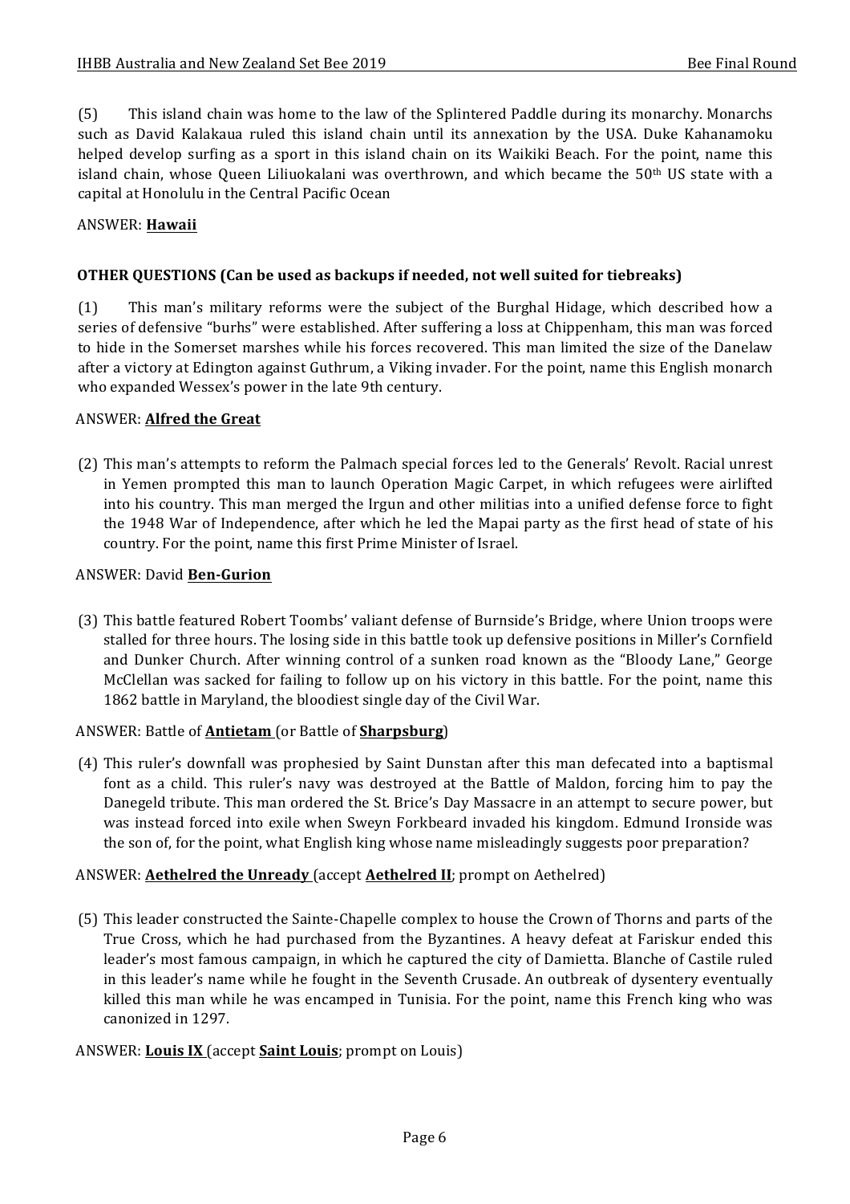(5) This island chain was home to the law of the Splintered Paddle during its monarchy. Monarchs such as David Kalakaua ruled this island chain until its annexation by the USA. Duke Kahanamoku helped develop surfing as a sport in this island chain on its Waikiki Beach. For the point, name this island chain, whose Queen Liliuokalani was overthrown, and which became the 50th US state with a capital at Honolulu in the Central Pacific Ocean

ANSWER: **Hawaii**

**OTHER QUESTIONS (Can be used as backups if needed, not well suited for tiebreaks)**

(1) This man's military reforms were the subject of the Burghal Hidage, which described how a series of defensive "burhs" were established. After suffering a loss at Chippenham, this man was forced to hide in the Somerset marshes while his forces recovered. This man limited the size of the Danelaw after a victory at Edington against Guthrum, a Viking invader. For the point, name this English monarch who expanded Wessex's power in the late 9th century.

ANSWER: **Alfred the Great**

(2) This man's attempts to reform the Palmach special forces led to the Generals' Revolt. Racial unrest in Yemen prompted this man to launch Operation Magic Carpet, in which refugees were airlifted into his country. This man merged the Irgun and other militias into a unified defense force to fight the 1948 War of Independence, after which he led the Mapai party as the first head of state of his country. For the point, name this first Prime Minister of Israel.

ANSWER: David **Ben-Gurion**

(3) This battle featured Robert Toombs' valiant defense of Burnside's Bridge, where Union troops were stalled for three hours. The losing side in this battle took up defensive positions in Miller's Cornfield and Dunker Church. After winning control of a sunken road known as the "Bloody Lane," George McClellan was sacked for failing to follow up on his victory in this battle. For the point, name this 1862 battle in Maryland, the bloodiest single day of the Civil War.

ANSWER: Battle of **Antietam** (or Battle of **Sharpsburg**)

(4) This ruler's downfall was prophesied by Saint Dunstan after this man defecated into a baptismal font as a child. This ruler's navy was destroyed at the Battle of Maldon, forcing him to pay the Danegeld tribute. This man ordered the St. Brice's Day Massacre in an attempt to secure power, but was instead forced into exile when Sweyn Forkbeard invaded his kingdom. Edmund Ironside was the son of, for the point, what English king whose name misleadingly suggests poor preparation?

ANSWER: **Aethelred the Unready** (accept **Aethelred II**; prompt on Aethelred)

(5) This leader constructed the Sainte-Chapelle complex to house the Crown of Thorns and parts of the True Cross, which he had purchased from the Byzantines. A heavy defeat at Fariskur ended this leader's most famous campaign, in which he captured the city of Damietta. Blanche of Castile ruled in this leader's name while he fought in the Seventh Crusade. An outbreak of dysentery eventually killed this man while he was encamped in Tunisia. For the point, name this French king who was canonized in 1297.

ANSWER: **Louis IX** (accept **Saint Louis**; prompt on Louis)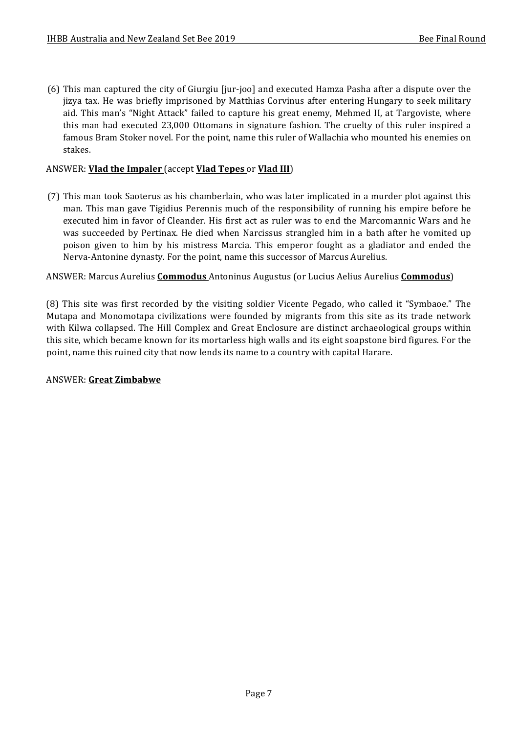(6) This man captured the city of Giurgiu [jur-joo] and executed Hamza Pasha after a dispute over the jizya tax. He was briefly imprisoned by Matthias Corvinus after entering Hungary to seek military aid. This man's "Night Attack" failed to capture his great enemy, Mehmed II, at Targoviste, where this man had executed 23,000 Ottomans in signature fashion. The cruelty of this ruler inspired a famous Bram Stoker novel. For the point, name this ruler of Wallachia who mounted his enemies on stakes.

ANSWER: **Vlad the Impaler** (accept **Vlad Tepes** or **Vlad III**)

(7) This man took Saoterus as his chamberlain, who was later implicated in a murder plot against this man. This man gave Tigidius Perennis much of the responsibility of running his empire before he executed him in favor of Cleander. His first act as ruler was to end the Marcomannic Wars and he was succeeded by Pertinax. He died when Narcissus strangled him in a bath after he vomited up poison given to him by his mistress Marcia. This emperor fought as a gladiator and ended the Nerva-Antonine dynasty. For the point, name this successor of Marcus Aurelius.

ANSWER: Marcus Aurelius **Commodus** Antoninus Augustus (or Lucius Aelius Aurelius **Commodus**)

(8) This site was first recorded by the visiting soldier Vicente Pegado, who called it "Symbaoe." The Mutapa and Monomotapa civilizations were founded by migrants from this site as its trade network with Kilwa collapsed. The Hill Complex and Great Enclosure are distinct archaeological groups within this site, which became known for its mortarless high walls and its eight soapstone bird figures. For the point, name this ruined city that now lends its name to a country with capital Harare.

ANSWER: **Great Zimbabwe**